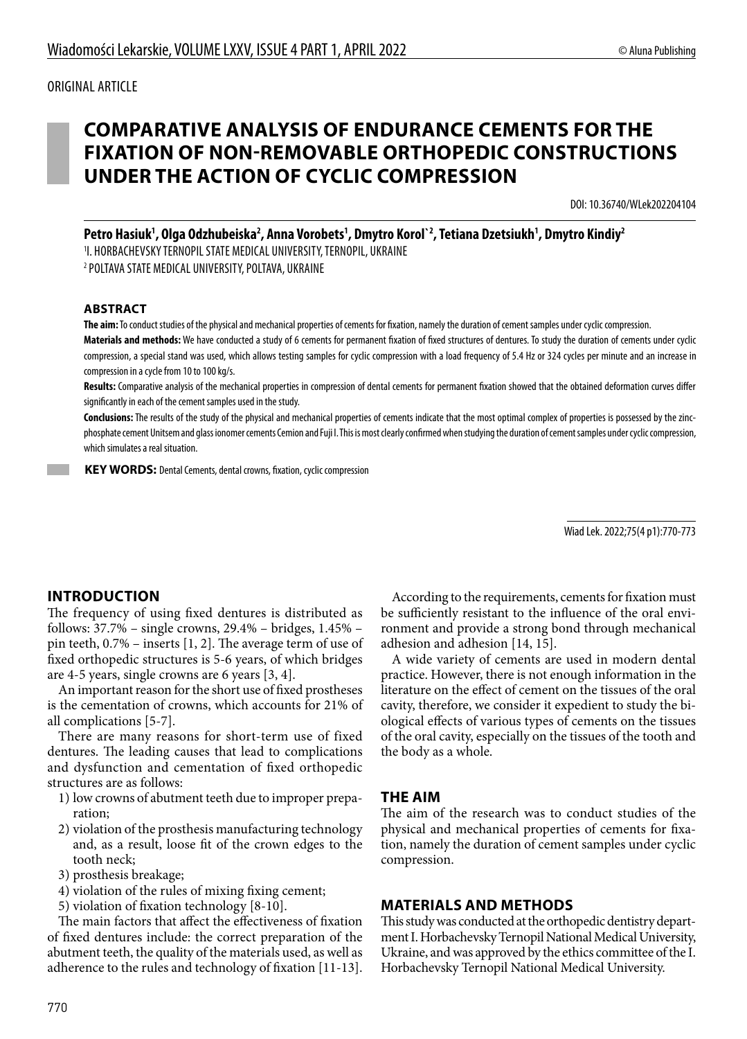ORIGINAL ARTICLE

# COMPARATIVE ANALYSIS OF ENDURANCE CEMENTS FOR THE FIXATION OF NON-REMOVABLE ORTHOPEDIC CONSTRUCTIONS UNDER THE ACTION OF CYCLIC COMPRESSION

DOI: 10.36740/WLek202204104

**Petro Hasiuk[1], Olga Odzhubeiska[2], Anna Vorobets[1], Dmytro Korol`[2], Tetiana Dzetsiukh[1], Dmytro Kindiy[2]**

[1] I. HORBACHEVSKY TERNOPIL STATE MEDICAL UNIVERSITY, TERNOPIL, UKRAINE

[2] POLTAVA STATE MEDICAL UNIVERSITY, POLTAVA, UKRAINE

### ABSTRACT

**The aim:** To conduct studies of the physical and mechanical properties of cements for fixation, namely the duration of cement samples under cyclic compression.

**Materials and methods:** We have conducted a study of 6 cements for permanent fixation of fixed structures of dentures. To study the duration of cements under cyclic compression, a special stand was used, which allows testing samples for cyclic compression with a load frequency of 5.4 Hz or 324 cycles per minute and an increase in compression in a cycle from 10 to 100 kg/s.

**Results:** Comparative analysis of the mechanical properties in compression of dental cements for permanent fixation showed that the obtained deformation curves differ significantly in each of the cement samples used in the study.

**Conclusions:** The results of the study of the physical and mechanical properties of cements indicate that the most optimal complex of properties is possessed by the zinc-phosphate cement Unitsem and glass ionomer cements Cemion and Fuji I. This is most clearly confirmed when studying the duration of cement samples under cyclic compression, which simulates a real situation.

**KEY WORDS:** Dental Cements, dental crowns, fixation, cyclic compression

Wiad Lek. 2022;75(4 p1):770-773

## INTRODUCTION

The frequency of using fixed dentures is distributed as follows: 37.7% – single crowns, 29.4% – bridges, 1.45% – pin teeth, 0.7% – inserts [1, 2]. The average term of use of fixed orthopedic structures is 5-6 years, of which bridges are 4-5 years, single crowns are 6 years [3, 4].

An important reason for the short use of fixed prostheses is the cementation of crowns, which accounts for 21% of all complications [5-7].

There are many reasons for short-term use of fixed dentures. The leading causes that lead to complications and dysfunction and cementation of fixed orthopedic structures are as follows:

1) low crowns of abutment teeth due to improper preparation;
2) violation of the prosthesis manufacturing technology and, as a result, loose fit of the crown edges to the tooth neck;
3) prosthesis breakage;
4) violation of the rules of mixing fixing cement;
5) violation of fixation technology [8-10].

The main factors that affect the effectiveness of fixation of fixed dentures include: the correct preparation of the abutment teeth, the quality of the materials used, as well as adherence to the rules and technology of fixation [11-13].

According to the requirements, cements for fixation must be sufficiently resistant to the influence of the oral environment and provide a strong bond through mechanical adhesion and adhesion [14, 15].

A wide variety of cements are used in modern dental practice. However, there is not enough information in the literature on the effect of cement on the tissues of the oral cavity, therefore, we consider it expedient to study the biological effects of various types of cements on the tissues of the oral cavity, especially on the tissues of the tooth and the body as a whole.

## THE AIM

The aim of the research was to conduct studies of the physical and mechanical properties of cements for fixation, namely the duration of cement samples under cyclic compression.

## MATERIALS AND METHODS

This study was conducted at the orthopedic dentistry department I. Horbachevsky Ternopil National Medical University, Ukraine, and was approved by the ethics committee of the I. Horbachevsky Ternopil National Medical University.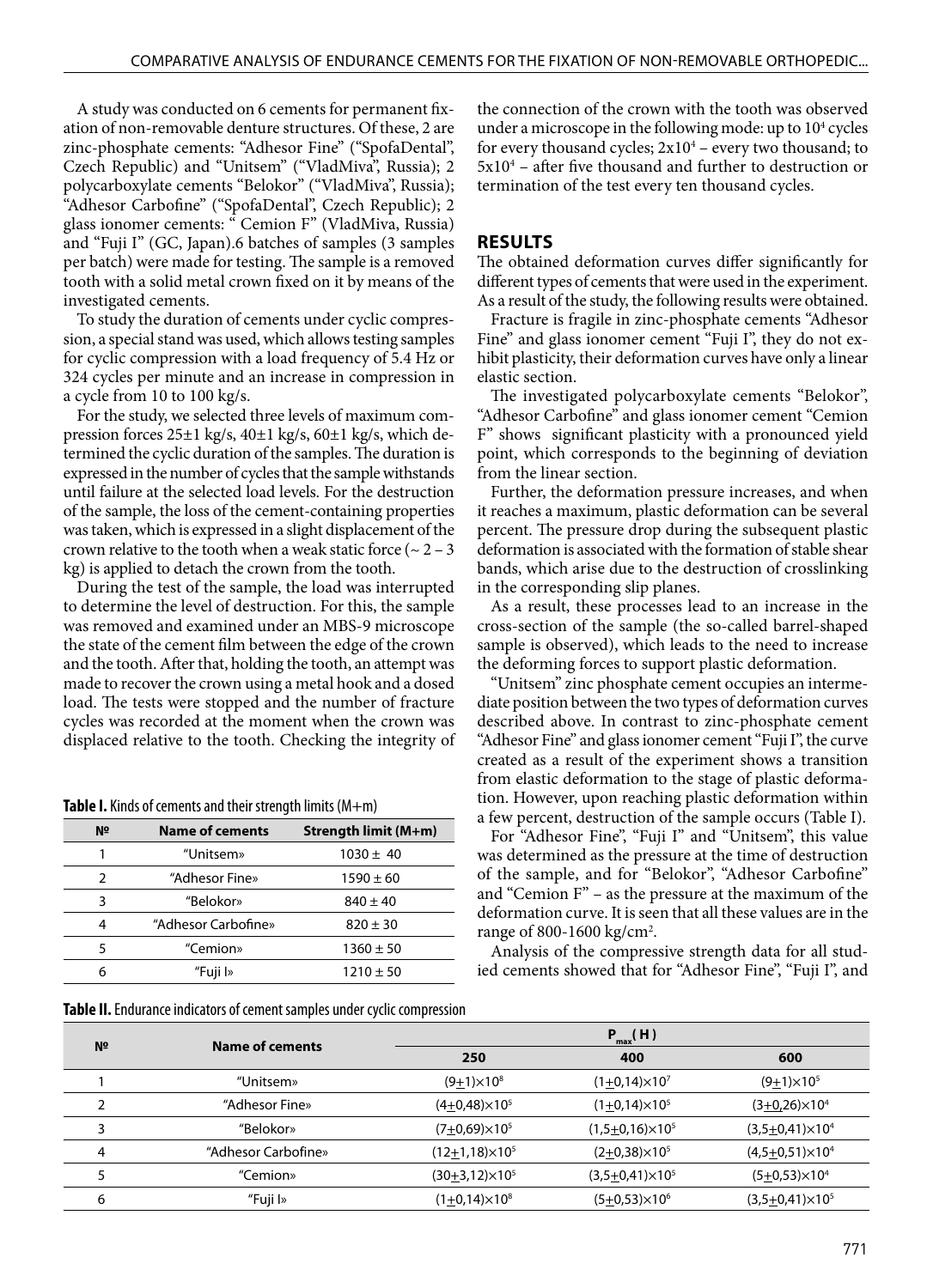A study was conducted on 6 cements for permanent fixation of non-removable denture structures. Of these, 2 are zinc-phosphate cements: "Adhesor Fine" ("SpofaDental", Czech Republic) and "Unitsem" ("VladMiva", Russia); 2 polycarboxylate cements "Belokor" ("VladMiva", Russia); "Adhesor Carbofine" ("SpofaDental", Czech Republic); 2 glass ionomer cements: " Cemion F" (VladMiva, Russia) and "Fuji I" (GC, Japan).6 batches of samples (3 samples per batch) were made for testing. The sample is a removed tooth with a solid metal crown fixed on it by means of the investigated cements.

To study the duration of cements under cyclic compression, a special stand was used, which allows testing samples for cyclic compression with a load frequency of 5.4 Hz or 324 cycles per minute and an increase in compression in a cycle from 10 to 100 kg/s.

For the study, we selected three levels of maximum compression forces 25±1 kg/s, 40±1 kg/s, 60±1 kg/s, which determined the cyclic duration of the samples. The duration is expressed in the number of cycles that the sample withstands until failure at the selected load levels. For the destruction of the sample, the loss of the cement-containing properties was taken, which is expressed in a slight displacement of the crown relative to the tooth when a weak static force (~ 2 – 3 kg) is applied to detach the crown from the tooth.

During the test of the sample, the load was interrupted to determine the level of destruction. For this, the sample was removed and examined under an MBS-9 microscope the state of the cement film between the edge of the crown and the tooth. After that, holding the tooth, an attempt was made to recover the crown using a metal hook and a dosed load. The tests were stopped and the number of fracture cycles was recorded at the moment when the crown was displaced relative to the tooth. Checking the integrity of the connection of the crown with the tooth was observed under a microscope in the following mode: up to $10^4$ cycles for every thousand cycles; $2x10^4$ – every two thousand; to $5x10^4$ – after five thousand and further to destruction or termination of the test every ten thousand cycles.

**Table I.** Kinds of cements and their strength limits (M+m)

| № | Name of cements | Strength limit (M+m) |
|---|---|---|
| 1 | "Unitsem» | 1030 ± 40 |
| 2 | "Adhesor Fine» | 1590 ± 60 |
| 3 | "Belokor» | 840 ± 40 |
| 4 | "Adhesor Carbofine» | 820 ± 30 |
| 5 | "Cemion» | 1360 ± 50 |
| 6 | "Fuji I» | 1210 ± 50 |

## RESULTS

The obtained deformation curves differ significantly for different types of cements that were used in the experiment. As a result of the study, the following results were obtained.

Fracture is fragile in zinc-phosphate cements "Adhesor Fine" and glass ionomer cement "Fuji I", they do not exhibit plasticity, their deformation curves have only a linear elastic section.

The investigated polycarboxylate cements "Belokor", "Adhesor Carbofine" and glass ionomer cement "Cemion F" shows significant plasticity with a pronounced yield point, which corresponds to the beginning of deviation from the linear section.

Further, the deformation pressure increases, and when it reaches a maximum, plastic deformation can be several percent. The pressure drop during the subsequent plastic deformation is associated with the formation of stable shear bands, which arise due to the destruction of crosslinking in the corresponding slip planes.

As a result, these processes lead to an increase in the cross-section of the sample (the so-called barrel-shaped sample is observed), which leads to the need to increase the deforming forces to support plastic deformation.

"Unitsem" zinc phosphate cement occupies an intermediate position between the two types of deformation curves described above. In contrast to zinc-phosphate cement "Adhesor Fine" and glass ionomer cement "Fuji I", the curve created as a result of the experiment shows a transition from elastic deformation to the stage of plastic deformation. However, upon reaching plastic deformation within a few percent, destruction of the sample occurs (Table I).

For "Adhesor Fine", "Fuji I" and "Unitsem", this value was determined as the pressure at the time of destruction of the sample, and for "Belokor", "Adhesor Carbofine" and "Cemion F" – as the pressure at the maximum of the deformation curve. It is seen that all these values are in the range of 800-1600 kg/cm$^2$.

Analysis of the compressive strength data for all studied cements showed that for "Adhesor Fine", "Fuji I", and

**Table II.** Endurance indicators of cement samples under cyclic compression

| № | Name of cements | $P_{max}$(H) | | |
|---|---|---|---|---|
| | | 250 | 400 | 600 |
| 1 | "Unitsem» | $(9 \pm 1) \times 10^8$ | $(1 \pm 0,14) \times 10^7$ | $(9 \pm 1) \times 10^5$ |
| 2 | "Adhesor Fine» | $(4 \pm 0,48) \times 10^5$ | $(1 \pm 0,14) \times 10^5$ | $(3 \pm 0,26) \times 10^4$ |
| 3 | "Belokor» | $(7 \pm 0,69) \times 10^5$ | $(1,5 \pm 0,16) \times 10^5$ | $(3,5 \pm 0,41) \times 10^4$ |
| 4 | "Adhesor Carbofine» | $(12 \pm 1,18) \times 10^5$ | $(2 \pm 0,38) \times 10^5$ | $(4,5 \pm 0,51) \times 10^4$ |
| 5 | "Cemion» | $(30 \pm 3,12) \times 10^5$ | $(3,5 \pm 0,41) \times 10^5$ | $(5 \pm 0,53) \times 10^4$ |
| 6 | "Fuji I» | $(1 \pm 0,14) \times 10^8$ | $(5 \pm 0,53) \times 10^6$ | $(3,5 \pm 0,41) \times 10^5$ |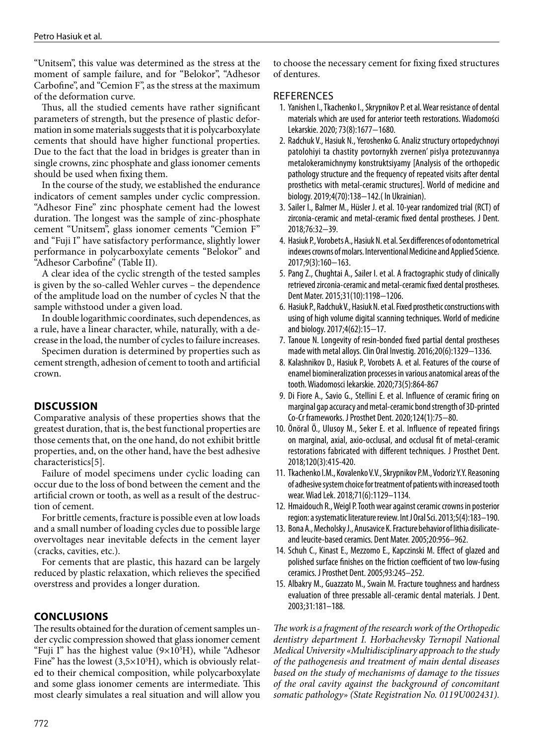"Unitsem", this value was determined as the stress at the moment of sample failure, and for "Belokor", "Adhesor Carbofine", and "Cemion F", as the stress at the maximum of the deformation curve.

Thus, all the studied cements have rather significant parameters of strength, but the presence of plastic deformation in some materials suggests that it is polycarboxylate cements that should have higher functional properties. Due to the fact that the load in bridges is greater than in single crowns, zinc phosphate and glass ionomer cements should be used when fixing them.

In the course of the study, we established the endurance indicators of cement samples under cyclic compression. "Adhesor Fine" zinc phosphate cement had the lowest duration. The longest was the sample of zinc-phosphate cement "Unitsem", glass ionomer cements "Cemion F" and "Fuji I" have satisfactory performance, slightly lower performance in polycarboxylate cements "Belokor" and "Adhesor Carbofine" (Table II).

A clear idea of the cyclic strength of the tested samples is given by the so-called Wehler curves – the dependence of the amplitude load on the number of cycles N that the sample withstood under a given load.

In double logarithmic coordinates, such dependences, as a rule, have a linear character, while, naturally, with a decrease in the load, the number of cycles to failure increases.

Specimen duration is determined by properties such as cement strength, adhesion of cement to tooth and artificial crown.

## DISCUSSION

Comparative analysis of these properties shows that the greatest duration, that is, the best functional properties are those cements that, on the one hand, do not exhibit brittle properties, and, on the other hand, have the best adhesive characteristics[5].

Failure of model specimens under cyclic loading can occur due to the loss of bond between the cement and the artificial crown or tooth, as well as a result of the destruction of cement.

For brittle cements, fracture is possible even at low loads and a small number of loading cycles due to possible large overvoltages near inevitable defects in the cement layer (cracks, cavities, etc.).

For cements that are plastic, this hazard can be largely reduced by plastic relaxation, which relieves the specified overstress and provides a longer duration.

## CONCLUSIONS

The results obtained for the duration of cement samples under cyclic compression showed that glass ionomer cement "Fuji I" has the highest value ($9\times10^5$H), while "Adhesor Fine" has the lowest ($3{,}5\times10^5$H), which is obviously related to their chemical composition, while polycarboxylate and some glass ionomer cements are intermediate. This most clearly simulates a real situation and will allow you to choose the necessary cement for fixing fixed structures of dentures.

## REFERENCES

1. Yanishen I., Tkachenko I., Skrypnikov P. et al. Wear resistance of dental materials which are used for anterior teeth restorations. Wiadomości Lekarskie. 2020; 73(8):1677–1680.
2. Radchuk V., Hasiuk N., Yeroshenko G. Analiz structury ortopedychnoyi patolohiyi ta chastity povtornykh zvernen' pislya protezuvannya metalokeramichnymy konstruktsiyamy [Analysis of the orthopedic pathology structure and the frequency of repeated visits after dental prosthetics with metal-ceramic structures]. World of medicine and biology. 2019;4(70):138–142.( In Ukrainian).
3. Sailer I., Balmer M., Hüsler J. et al. 10-year randomized trial (RCT) of zirconia-ceramic and metal-ceramic fixed dental prostheses. J Dent. 2018;76:32–39.
4. Hasiuk P., Vorobets A., Hasiuk N. et al. Sex differences of odontometrical indexes crowns of molars. Interventional Medicine and Applied Science. 2017;9(3):160–163.
5. Pang Z., Chughtai A., Sailer I. et al. A fractographic study of clinically retrieved zirconia-ceramic and metal-ceramic fixed dental prostheses. Dent Mater. 2015;31(10):1198–1206.
6. Hasiuk P., Radchuk V., Hasiuk N. et al. Fixed prosthetic constructions with using of high volume digital scanning techniques. World of medicine and biology. 2017;4(62):15–17.
7. Tanoue N. Longevity of resin-bonded fixed partial dental prostheses made with metal alloys. Clin Oral Investig. 2016;20(6):1329–1336.
8. Kalashnikov D., Hasiuk P., Vorobets A. et al. Features of the course of enamel biomineralization processes in various anatomical areas of the tooth. Wiadomosci lekarskie. 2020;73(5):864-867
9. Di Fiore A., Savio G., Stellini E. et al. Influence of ceramic firing on marginal gap accuracy and metal-ceramic bond strength of 3D-printed Co-Cr frameworks. J Prosthet Dent. 2020;124(1):75–80.
10. Önöral Ö., Ulusoy M., Seker E. et al. Influence of repeated firings on marginal, axial, axio-occlusal, and occlusal fit of metal-ceramic restorations fabricated with different techniques. J Prosthet Dent. 2018;120(3):415-420.
11. Tkachenko I.M., Kovalenko V.V., Skrypnikov P.M., Vodoriz Y.Y. Reasoning of adhesive system choice for treatment of patients with increased tooth wear. Wiad Lek. 2018;71(6):1129–1134.
12. Hmaidouch R., Weigl P. Tooth wear against ceramic crowns in posterior region: a systematic literature review. Int J Oral Sci. 2013;5(4):183–190.
13. Bona A., Mecholsky J., Anusavice K. Fracture behavior of lithia disilicate- and leucite-based ceramics. Dent Mater. 2005;20:956–962.
14. Schuh C., Kinast E., Mezzomo E., Kapczinski M. Effect of glazed and polished surface finishes on the friction coefficient of two low-fusing ceramics. J Prosthet Dent. 2005;93:245–252.
15. Albakry M., Guazzato M., Swain M. Fracture toughness and hardness evaluation of three pressable all-ceramic dental materials. J Dent. 2003;31:181–188.

*The work is a fragment of the research work of the Orthopedic dentistry department I. Horbachevsky Ternopil National Medical University «Multidisciplinary approach to the study of the pathogenesis and treatment of main dental diseases based on the study of mechanisms of damage to the tissues of the oral cavity against the background of concomitant somatic pathology» (State Registration No. 0119U002431).*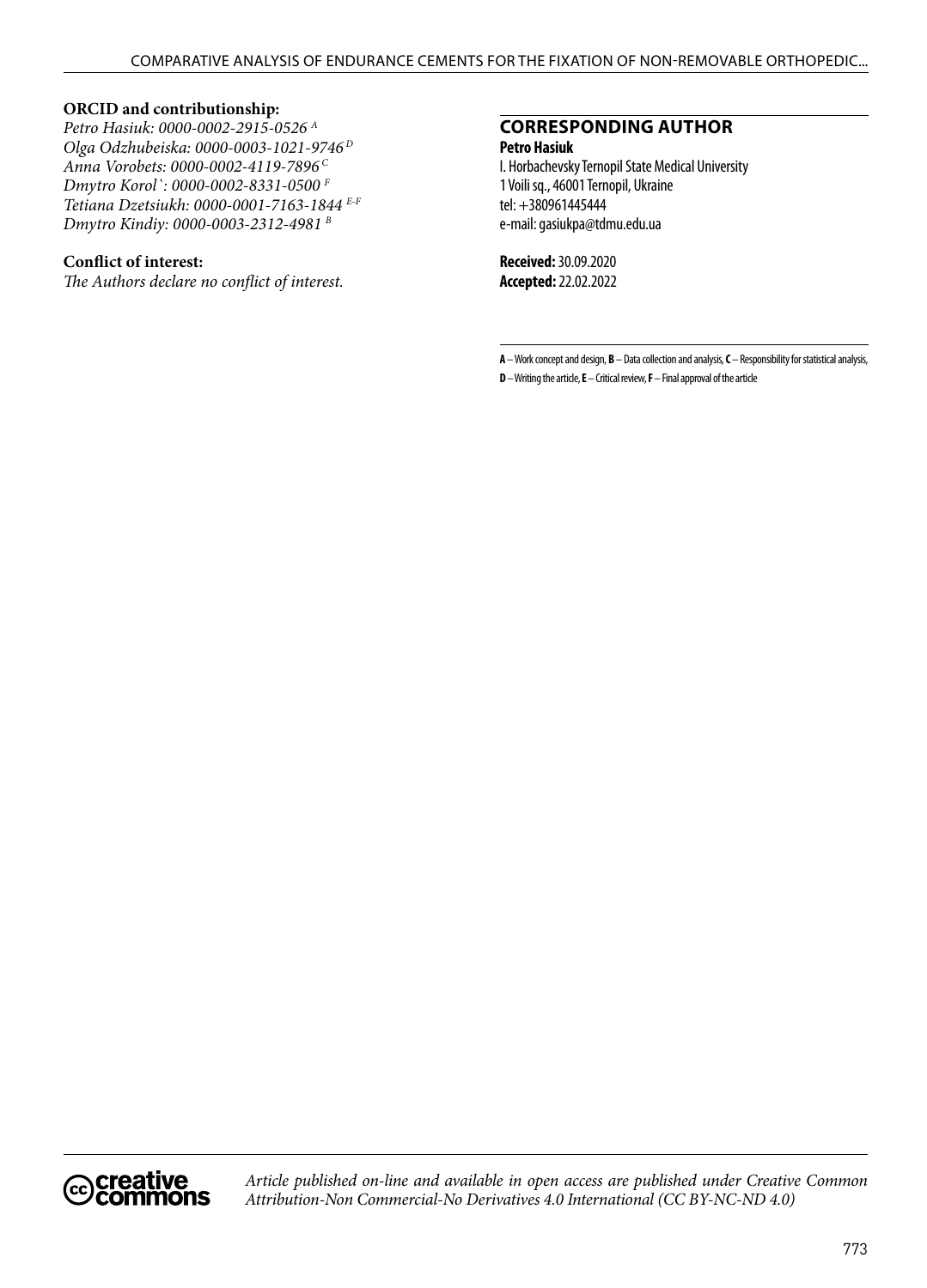**ORCID and contributionship:**

*Petro Hasiuk: 0000-0002-2915-0526 [A]*
*Olga Odzhubeiska: 0000-0003-1021-9746 [D]*
*Anna Vorobets: 0000-0002-4119-7896 [C]*
*Dmytro Korol`: 0000-0002-8331-0500 [F]*
*Tetiana Dzetsiukh: 0000-0001-7163-1844 [E-F]*
*Dmytro Kindiy: 0000-0003-2312-4981 [B]*

**Conflict of interest:**

*The Authors declare no conflict of interest.*

## CORRESPONDING AUTHOR

**Petro Hasiuk**
I. Horbachevsky Ternopil State Medical University
1 Voili sq., 46001 Ternopil, Ukraine
tel: +380961445444
e-mail: gasiukpa@tdmu.edu.ua

**Received:** 30.09.2020
**Accepted:** 22.02.2022

**A** – Work concept and design, **B** – Data collection and analysis, **C** – Responsibility for statistical analysis, **D** – Writing the article, **E** – Critical review, **F** – Final approval of the article

*Article published on-line and available in open access are published under Creative Common Attribution-Non Commercial-No Derivatives 4.0 International (CC BY-NC-ND 4.0)*